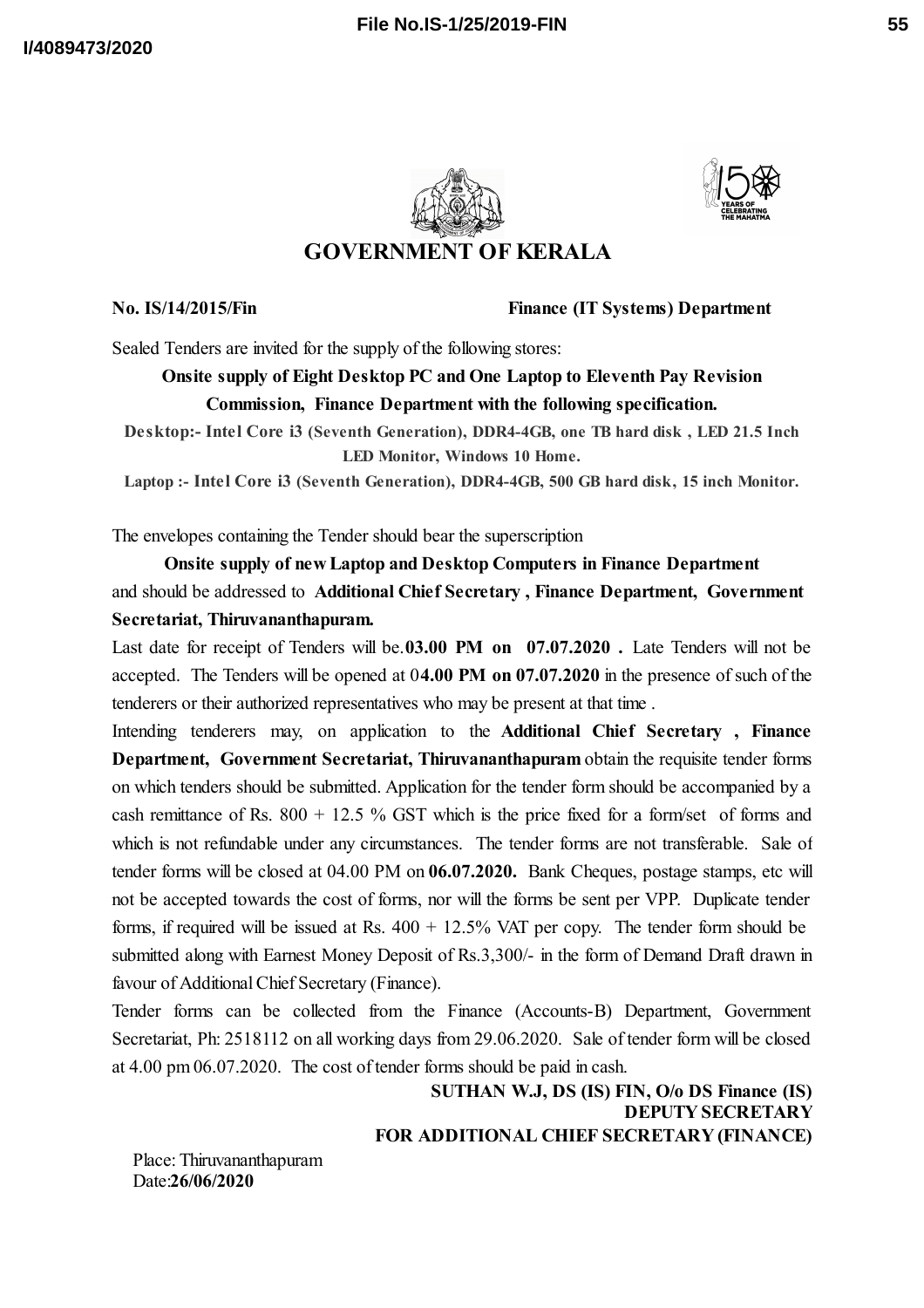# GOVERNMENT OF KERALA

**No. IS/14/2015/Fin** **Finance (IT Systems) Department**

Sealed Tenders are invited for the supply of the following stores:

**Onsite supply of Eight Desktop PC and One Laptop to Eleventh Pay Revision Commission, Finance Department with the following specification.**

**Desktop:- Intel Core i3 (Seventh Generation), DDR4-4GB, one TB hard disk , LED 21.5 Inch LED Monitor, Windows 10 Home.**

**Laptop :- Intel Core i3 (Seventh Generation), DDR4-4GB, 500 GB hard disk, 15 inch Monitor.**

The envelopes containing the Tender should bear the superscription

**Onsite supply of new Laptop and Desktop Computers in Finance Department**

and should be addressed to **Additional Chief Secretary , Finance Department, Government Secretariat, Thiruvananthapuram.**

Last date for receipt of Tenders will be.**03.00 PM on 07.07.2020 .** Late Tenders will not be accepted. The Tenders will be opened at 0**4.00 PM on 07.07.2020** in the presence of such of the tenderers or their authorized representatives who may be present at that time .

Intending tenderers may, on application to the **Additional Chief Secretary , Finance Department, Government Secretariat, Thiruvananthapuram** obtain the requisite tender forms on which tenders should be submitted. Application for the tender form should be accompanied by a cash remittance of Rs. 800 + 12.5 % GST which is the price fixed for a form/set of forms and which is not refundable under any circumstances. The tender forms are not transferable. Sale of tender forms will be closed at 04.00 PM on **06.07.2020.** Bank Cheques, postage stamps, etc will not be accepted towards the cost of forms, nor will the forms be sent per VPP. Duplicate tender forms, if required will be issued at Rs. 400 + 12.5% VAT per copy. The tender form should be submitted along with Earnest Money Deposit of Rs.3,300/- in the form of Demand Draft drawn in favour of Additional Chief Secretary (Finance).

Tender forms can be collected from the Finance (Accounts-B) Department, Government Secretariat, Ph: 2518112 on all working days from 29.06.2020. Sale of tender form will be closed at 4.00 pm 06.07.2020. The cost of tender forms should be paid in cash.

**SUTHAN W.J, DS (IS) FIN, O/o DS Finance (IS)**
**DEPUTY SECRETARY**
**FOR ADDITIONAL CHIEF SECRETARY (FINANCE)**

Place: Thiruvananthapuram
Date:**26/06/2020**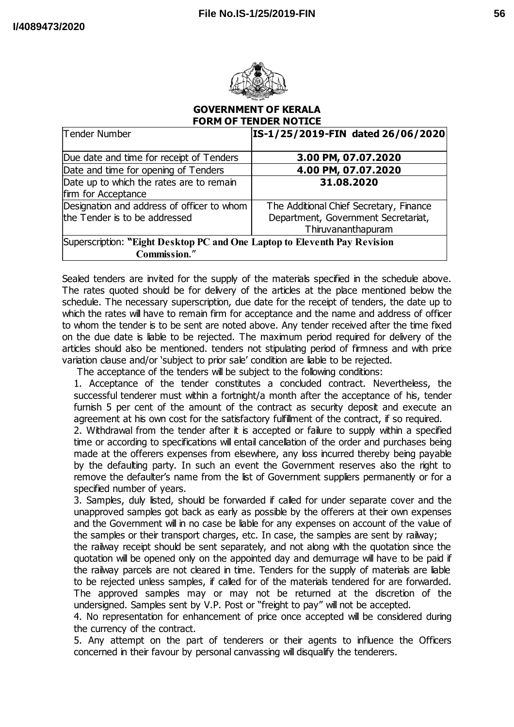## GOVERNMENT OF KERALA
## FORM OF TENDER NOTICE

| Tender Number | **IS-1/25/2019-FIN dated 26/06/2020** |
|---|---|
| Due date and time for receipt of Tenders | **3.00 PM, 07.07.2020** |
| Date and time for opening of Tenders | **4.00 PM, 07.07.2020** |
| Date up to which the rates are to remain firm for Acceptance | **31.08.2020** |
| Designation and address of officer to whom the Tender is to be addressed | The Additional Chief Secretary, Finance Department, Government Secretariat, Thiruvananthapuram |
| Superscription: **"Eight Desktop PC and One Laptop to Eleventh Pay Revision Commission."** | |

Sealed tenders are invited for the supply of the materials specified in the schedule above. The rates quoted should be for delivery of the articles at the place mentioned below the schedule. The necessary superscription, due date for the receipt of tenders, the date up to which the rates will have to remain firm for acceptance and the name and address of officer to whom the tender is to be sent are noted above. Any tender received after the time fixed on the due date is liable to be rejected. The maximum period required for delivery of the articles should also be mentioned. tenders not stipulating period of firmness and with price variation clause and/or 'subject to prior sale' condition are liable to be rejected.

The acceptance of the tenders will be subject to the following conditions:

1. Acceptance of the tender constitutes a concluded contract. Nevertheless, the successful tenderer must within a fortnight/a month after the acceptance of his, tender furnish 5 per cent of the amount of the contract as security deposit and execute an agreement at his own cost for the satisfactory fulfillment of the contract, if so required.
2. Withdrawal from the tender after it is accepted or failure to supply within a specified time or according to specifications will entail cancellation of the order and purchases being made at the offerers expenses from elsewhere, any loss incurred thereby being payable by the defaulting party. In such an event the Government reserves also the right to remove the defaulter's name from the list of Government suppliers permanently or for a specified number of years.
3. Samples, duly listed, should be forwarded if called for under separate cover and the unapproved samples got back as early as possible by the offerers at their own expenses and the Government will in no case be liable for any expenses on account of the value of the samples or their transport charges, etc. In case, the samples are sent by railway; the railway receipt should be sent separately, and not along with the quotation since the quotation will be opened only on the appointed day and demurrage will have to be paid if the railway parcels are not cleared in time. Tenders for the supply of materials are liable to be rejected unless samples, if called for of the materials tendered for are forwarded. The approved samples may or may not be returned at the discretion of the undersigned. Samples sent by V.P. Post or "freight to pay" will not be accepted.
4. No representation for enhancement of price once accepted will be considered during the currency of the contract.
5. Any attempt on the part of tenderers or their agents to influence the Officers concerned in their favour by personal canvassing will disqualify the tenderers.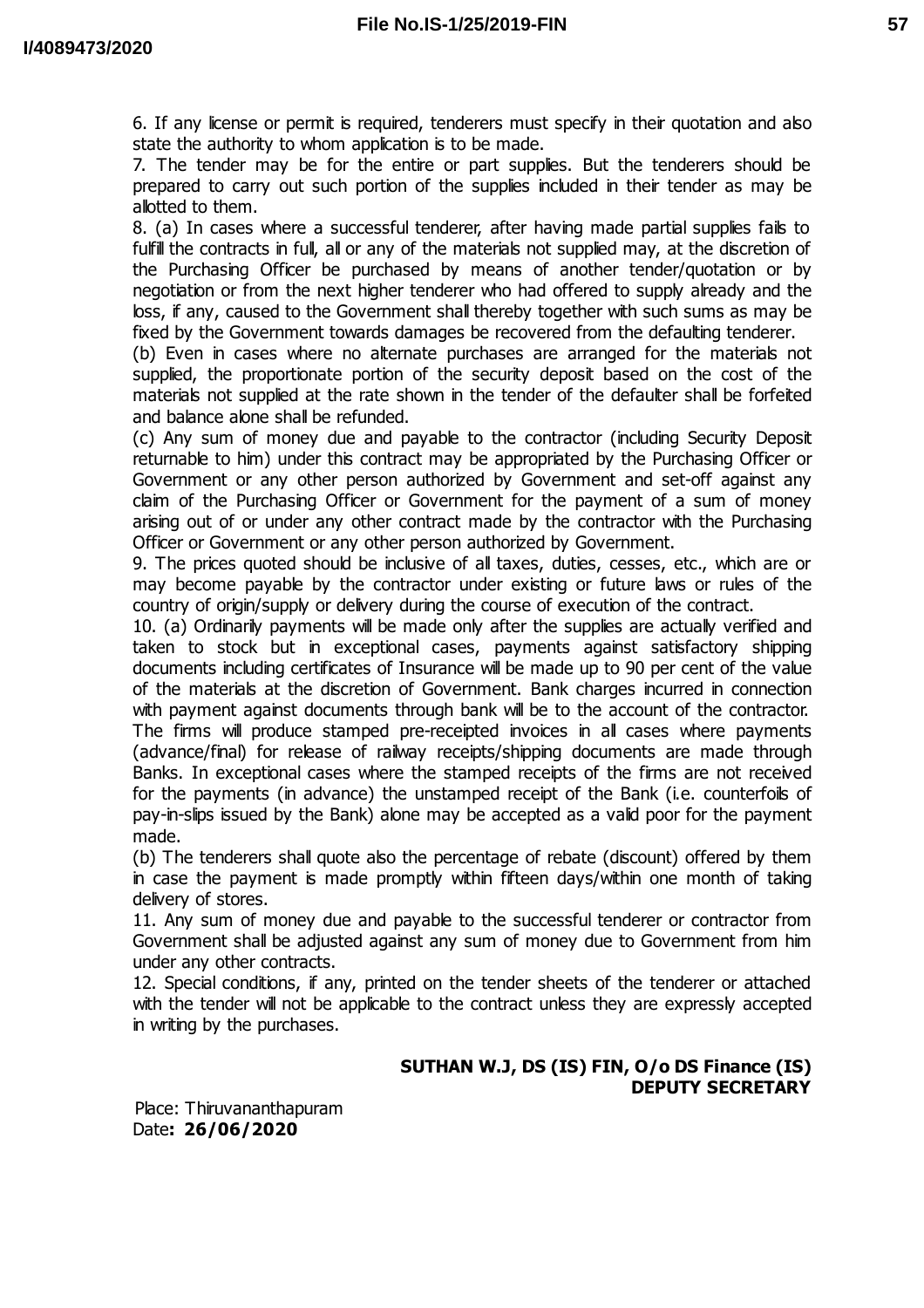6. If any license or permit is required, tenderers must specify in their quotation and also state the authority to whom application is to be made.

7. The tender may be for the entire or part supplies. But the tenderers should be prepared to carry out such portion of the supplies included in their tender as may be allotted to them.

8. (a) In cases where a successful tenderer, after having made partial supplies fails to fulfill the contracts in full, all or any of the materials not supplied may, at the discretion of the Purchasing Officer be purchased by means of another tender/quotation or by negotiation or from the next higher tenderer who had offered to supply already and the loss, if any, caused to the Government shall thereby together with such sums as may be fixed by the Government towards damages be recovered from the defaulting tenderer.

(b) Even in cases where no alternate purchases are arranged for the materials not supplied, the proportionate portion of the security deposit based on the cost of the materials not supplied at the rate shown in the tender of the defaulter shall be forfeited and balance alone shall be refunded.

(c) Any sum of money due and payable to the contractor (including Security Deposit returnable to him) under this contract may be appropriated by the Purchasing Officer or Government or any other person authorized by Government and set-off against any claim of the Purchasing Officer or Government for the payment of a sum of money arising out of or under any other contract made by the contractor with the Purchasing Officer or Government or any other person authorized by Government.

9. The prices quoted should be inclusive of all taxes, duties, cesses, etc., which are or may become payable by the contractor under existing or future laws or rules of the country of origin/supply or delivery during the course of execution of the contract.

10. (a) Ordinarily payments will be made only after the supplies are actually verified and taken to stock but in exceptional cases, payments against satisfactory shipping documents including certificates of Insurance will be made up to 90 per cent of the value of the materials at the discretion of Government. Bank charges incurred in connection with payment against documents through bank will be to the account of the contractor. The firms will produce stamped pre-receipted invoices in all cases where payments (advance/final) for release of railway receipts/shipping documents are made through Banks. In exceptional cases where the stamped receipts of the firms are not received for the payments (in advance) the unstamped receipt of the Bank (i.e. counterfoils of pay-in-slips issued by the Bank) alone may be accepted as a valid poor for the payment made.

(b) The tenderers shall quote also the percentage of rebate (discount) offered by them in case the payment is made promptly within fifteen days/within one month of taking delivery of stores.

11. Any sum of money due and payable to the successful tenderer or contractor from Government shall be adjusted against any sum of money due to Government from him under any other contracts.

12. Special conditions, if any, printed on the tender sheets of the tenderer or attached with the tender will not be applicable to the contract unless they are expressly accepted in writing by the purchases.

**SUTHAN W.J, DS (IS) FIN, O/o DS Finance (IS)**
**DEPUTY SECRETARY**

Place: Thiruvananthapuram
Date**: 26/06/2020**